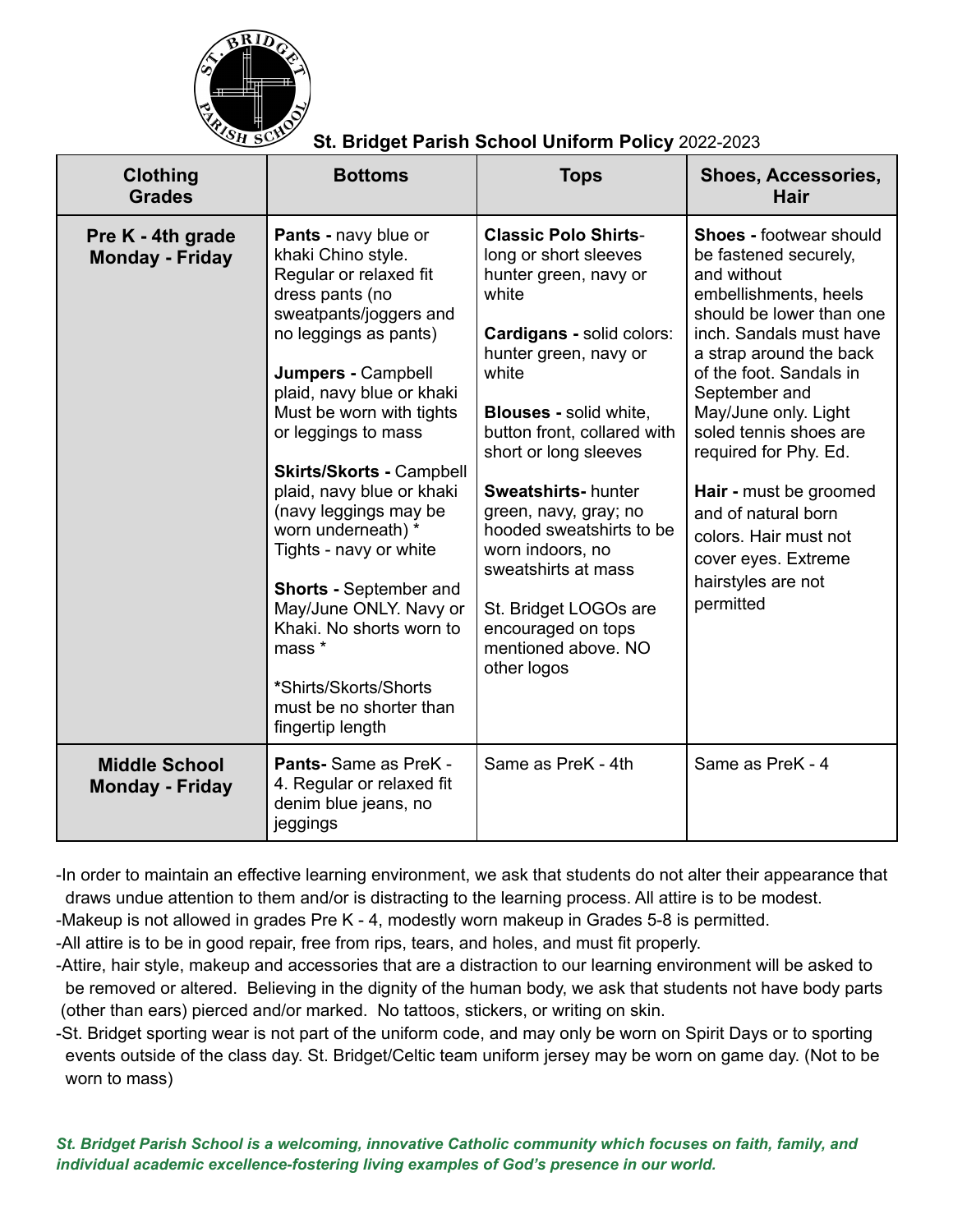# St. Bridget Parish School Uniform Policy 2022-2023

| Clothing Grades | Bottoms | Tops | Shoes, Accessories, Hair |
|---|---|---|---|
| **Pre K - 4th grade Monday - Friday** | **Pants -** navy blue or khaki Chino style. Regular or relaxed fit dress pants (no sweatpants/joggers and no leggings as pants)<br><br>**Jumpers -** Campbell plaid, navy blue or khaki Must be worn with tights or leggings to mass<br><br>**Skirts/Skorts -** Campbell plaid, navy blue or khaki (navy leggings may be worn underneath) * Tights - navy or white<br><br>**Shorts -** September and May/June ONLY. Navy or Khaki. No shorts worn to mass *<br><br>*Shirts/Skorts/Shorts must be no shorter than fingertip length | **Classic Polo Shirts**- long or short sleeves hunter green, navy or white<br><br>**Cardigans -** solid colors: hunter green, navy or white<br><br>**Blouses -** solid white, button front, collared with short or long sleeves<br><br>**Sweatshirts-** hunter green, navy, gray; no hooded sweatshirts to be worn indoors, no sweatshirts at mass<br><br>St. Bridget LOGOs are encouraged on tops mentioned above. NO other logos | **Shoes -** footwear should be fastened securely, and without embellishments, heels should be lower than one inch. Sandals must have a strap around the back of the foot. Sandals in September and May/June only. Light soled tennis shoes are required for Phy. Ed.<br><br>**Hair -** must be groomed and of natural born colors. Hair must not cover eyes. Extreme hairstyles are not permitted |
| **Middle School Monday - Friday** | **Pants-** Same as PreK - 4. Regular or relaxed fit denim blue jeans, no jeggings | Same as PreK - 4th | Same as PreK - 4 |

- In order to maintain an effective learning environment, we ask that students do not alter their appearance that draws undue attention to them and/or is distracting to the learning process. All attire is to be modest.
- Makeup is not allowed in grades Pre K - 4, modestly worn makeup in Grades 5-8 is permitted.
- All attire is to be in good repair, free from rips, tears, and holes, and must fit properly.
- Attire, hair style, makeup and accessories that are a distraction to our learning environment will be asked to be removed or altered. Believing in the dignity of the human body, we ask that students not have body parts (other than ears) pierced and/or marked. No tattoos, stickers, or writing on skin.
- St. Bridget sporting wear is not part of the uniform code, and may only be worn on Spirit Days or to sporting events outside of the class day. St. Bridget/Celtic team uniform jersey may be worn on game day. (Not to be worn to mass)

***St. Bridget Parish School is a welcoming, innovative Catholic community which focuses on faith, family, and individual academic excellence-fostering living examples of God's presence in our world.***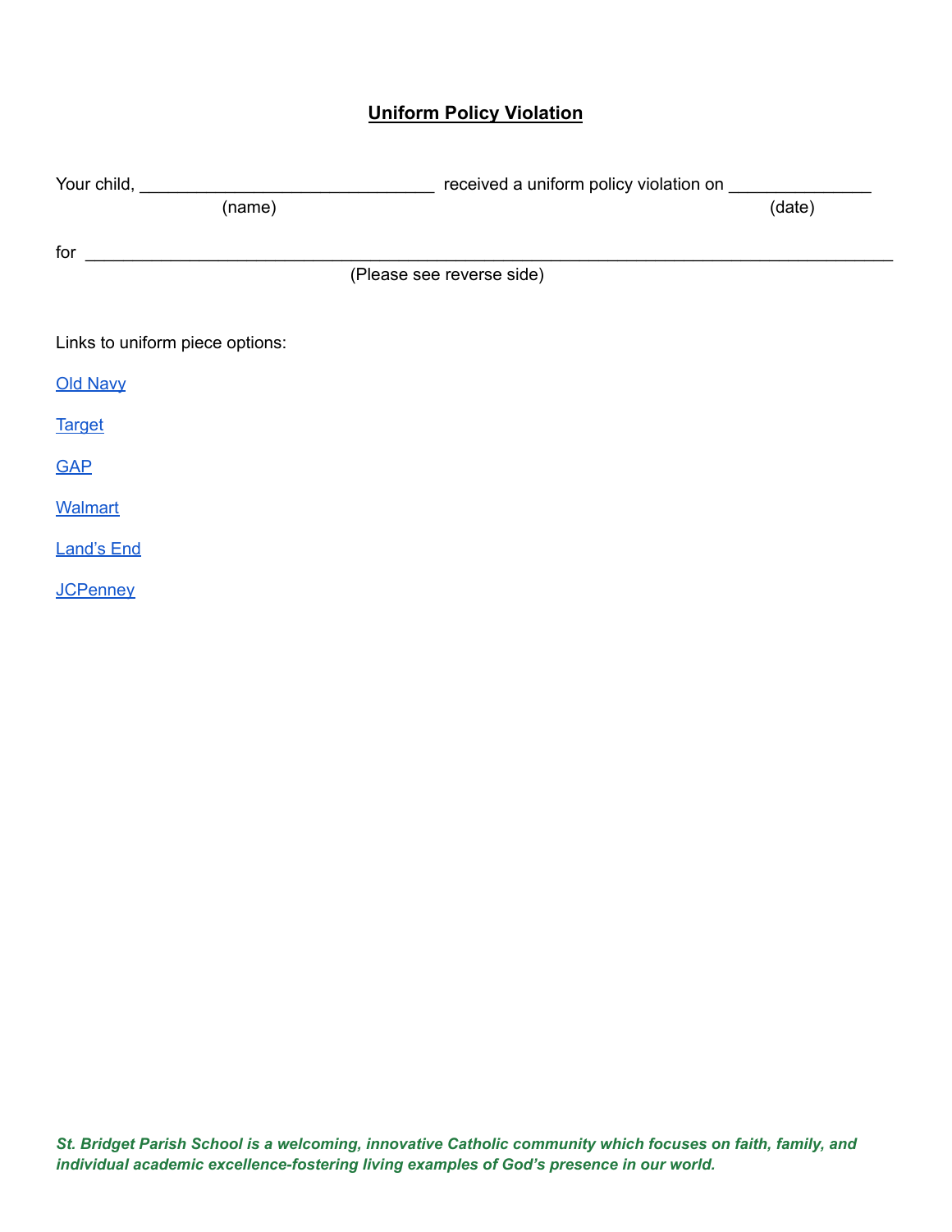**Uniform Policy Violation**

Your child, _______________________________ received a uniform policy violation on _______________
(name) (date)

for _____________________________________________________________________________________
(Please see reverse side)

Links to uniform piece options:

Old Navy

Target

GAP

Walmart

Land's End

JCPenney

***St. Bridget Parish School is a welcoming, innovative Catholic community which focuses on faith, family, and individual academic excellence-fostering living examples of God's presence in our world.***